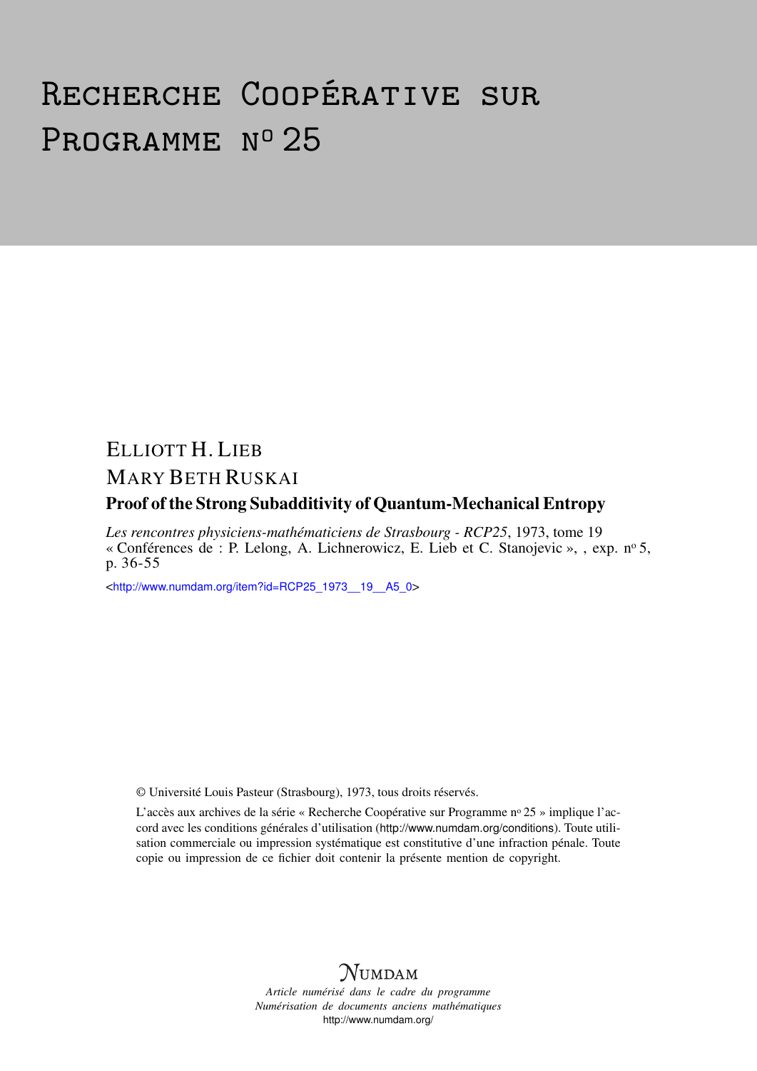# Recherche Coopérative sur Programme n° 25

ELLIOTT H. LIEB

MARY BETH RUSKAI

## Proof of the Strong Subadditivity of Quantum-Mechanical Entropy

*Les rencontres physiciens-mathématiciens de Strasbourg - RCP25*, 1973, tome 19 « Conférences de : P. Lelong, A. Lichnerowicz, E. Lieb et C. Stanojevic », , exp. nº 5, p. 36-55

<http://www.numdam.org/item?id=RCP25_1973__19__A5_0>

© Université Louis Pasteur (Strasbourg), 1973, tous droits réservés.

L'accès aux archives de la série « Recherche Coopérative sur Programme nº 25 » implique l'accord avec les conditions générales d'utilisation (http://www.numdam.org/conditions). Toute utilisation commerciale ou impression systématique est constitutive d'une infraction pénale. Toute copie ou impression de ce fichier doit contenir la présente mention de copyright.

NUMDAM

*Article numérisé dans le cadre du programme Numérisation de documents anciens mathématiques*

http://www.numdam.org/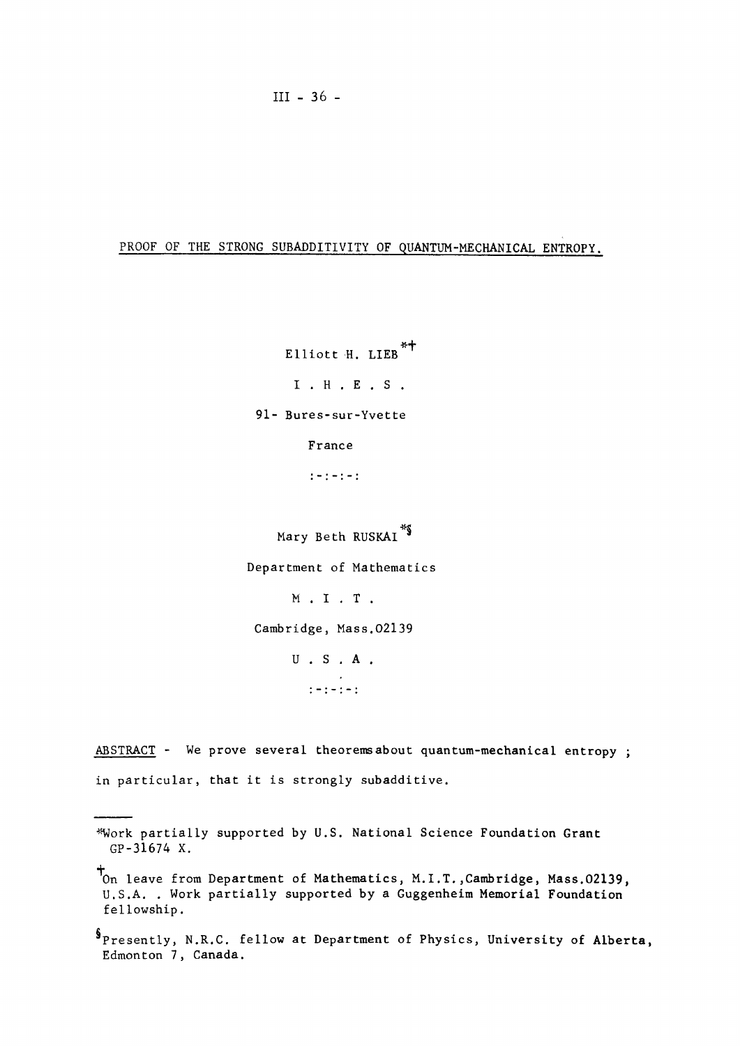# PROOF OF THE STRONG SUBADDITIVITY OF QUANTUM-MECHANICAL ENTROPY.

Elliott H. LIEB[*†]

I . H . E . S .

91- Bures-sur-Yvette

France

:-:-:-:

Mary Beth RUSKAI[*§]

Department of Mathematics

M . I . T .

Cambridge, Mass.02139

U . S . A .

:-:-:-:

ABSTRACT - We prove several theorems about quantum-mechanical entropy ; in particular, that it is strongly subadditive.

---

[*] Work partially supported by U.S. National Science Foundation Grant GP-31674 X.

[†] On leave from Department of Mathematics, M.I.T.,Cambridge, Mass.02139, U.S.A. . Work partially supported by a Guggenheim Memorial Foundation fellowship.

[§] Presently, N.R.C. fellow at Department of Physics, University of Alberta, Edmonton 7, Canada.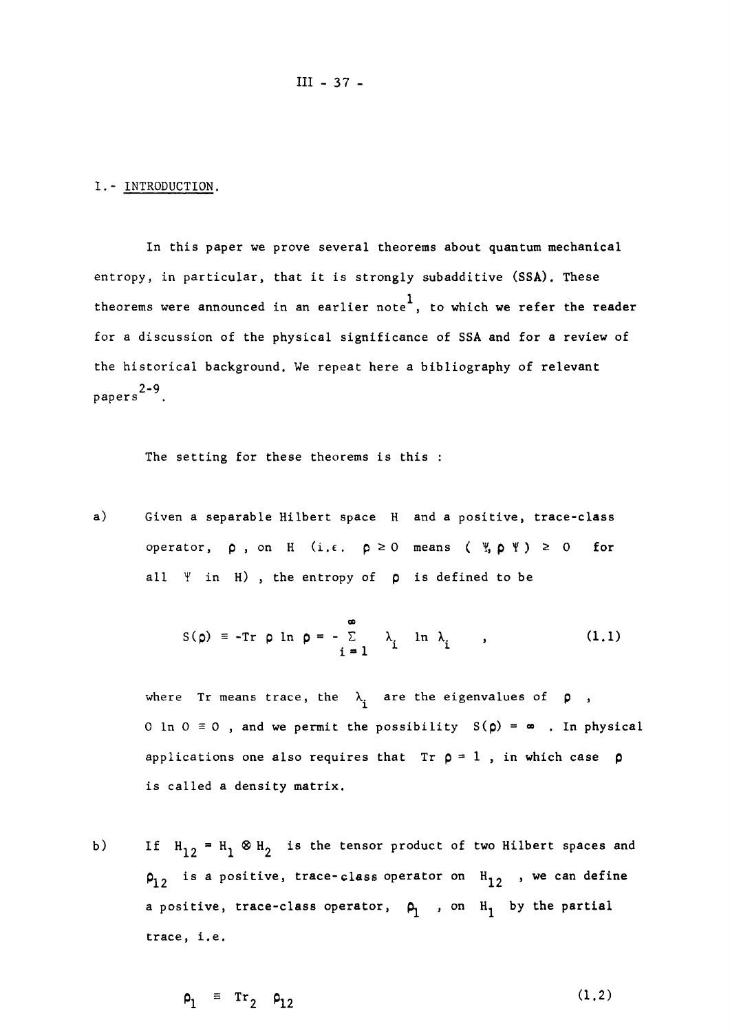## I.- INTRODUCTION.

In this paper we prove several theorems about quantum mechanical entropy, in particular, that it is strongly subadditive (SSA). These theorems were announced in an earlier note[1], to which we refer the reader for a discussion of the physical significance of SSA and for a review of the historical background. We repeat here a bibliography of relevant papers[2-9].

The setting for these theorems is this :

a) Given a separable Hilbert space $H$ and a positive, trace-class operator, $\rho$, on $H$ (i.e. $\rho \geq 0$ means $(\Psi, \rho \Psi) \geq 0$ for all $\Psi$ in $H$), the entropy of $\rho$ is defined to be

$$S(\rho) \equiv -\mathrm{Tr}\ \rho \ln \rho = -\sum_{i=1}^{\infty} \lambda_i \ln \lambda_i \quad , \tag{1.1}$$

where Tr means trace, the $\lambda_i$ are the eigenvalues of $\rho$, $0 \ln 0 \equiv 0$, and we permit the possibility $S(\rho) = \infty$. In physical applications one also requires that $\mathrm{Tr}\ \rho = 1$, in which case $\rho$ is called a density matrix.

b) If $H_{12} = H_1 \otimes H_2$ is the tensor product of two Hilbert spaces and $\rho_{12}$ is a positive, trace-class operator on $H_{12}$, we can define a positive, trace-class operator, $\rho_1$, on $H_1$ by the partial trace, i.e.

$$\rho_1 \equiv \mathrm{Tr}_2\ \rho_{12} \tag{1.2}$$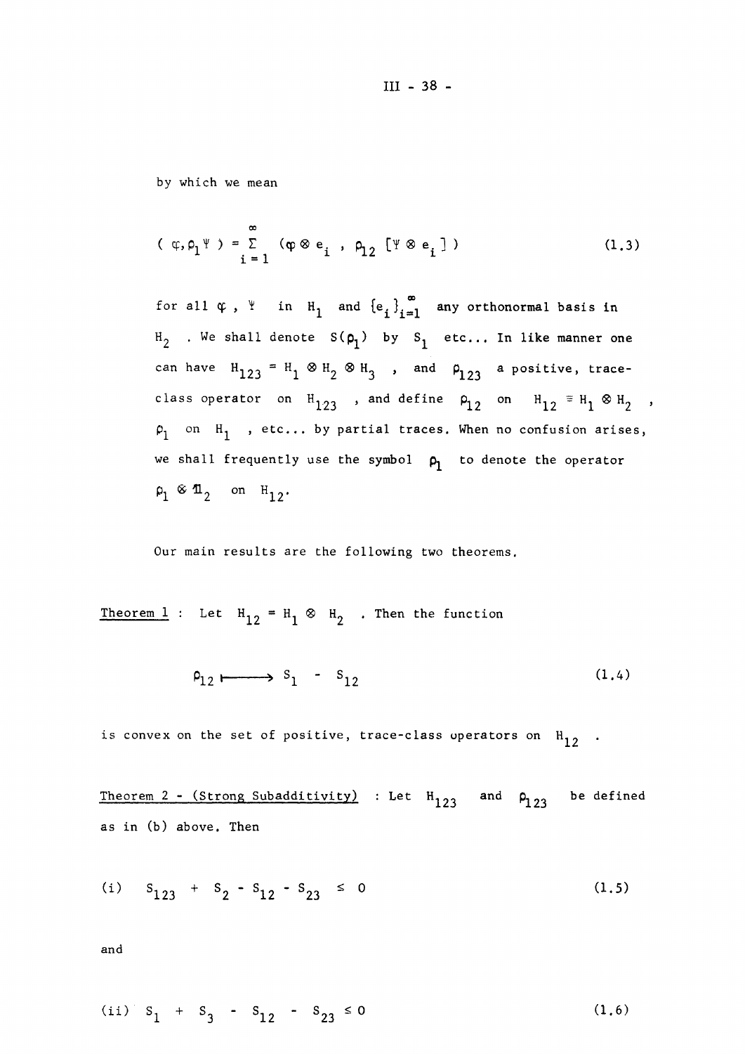by which we mean

$$( \varphi, \rho_1 \Psi ) = \sum_{i=1}^{\infty} ( \varphi \otimes e_i \ , \ \rho_{12} \ [ \Psi \otimes e_i ] ) \tag{1.3}$$

for all $\varphi$ , $\Psi$ in $H_1$ and $\{e_i\}_{i=1}^{\infty}$ any orthonormal basis in $H_2$ . We shall denote $S(\rho_1)$ by $S_1$ etc... In like manner one can have $H_{123} = H_1 \otimes H_2 \otimes H_3$ , and $\rho_{123}$ a positive, trace-class operator on $H_{123}$ , and define $\rho_{12}$ on $H_{12} \equiv H_1 \otimes H_2$ , $\rho_1$ on $H_1$ , etc... by partial traces. When no confusion arises, we shall frequently use the symbol $\rho_1$ to denote the operator $\rho_1 \otimes \mathbb{1}_2$ on $H_{12}$.

Our main results are the following two theorems.

<u>Theorem 1</u> : Let $H_{12} = H_1 \otimes H_2$ . Then the function

$$\rho_{12} \longmapsto S_1 - S_{12} \tag{1.4}$$

is convex on the set of positive, trace-class operators on $H_{12}$ .

<u>Theorem 2 - (Strong Subadditivity)</u> : Let $H_{123}$ and $\rho_{123}$ be defined as in (b) above. Then

$$\text{(i)} \quad S_{123} + S_2 - S_{12} - S_{23} \leq 0 \tag{1.5}$$

and

$$\text{(ii)} \quad S_1 + S_3 - S_{12} - S_{23} \leq 0 \tag{1.6}$$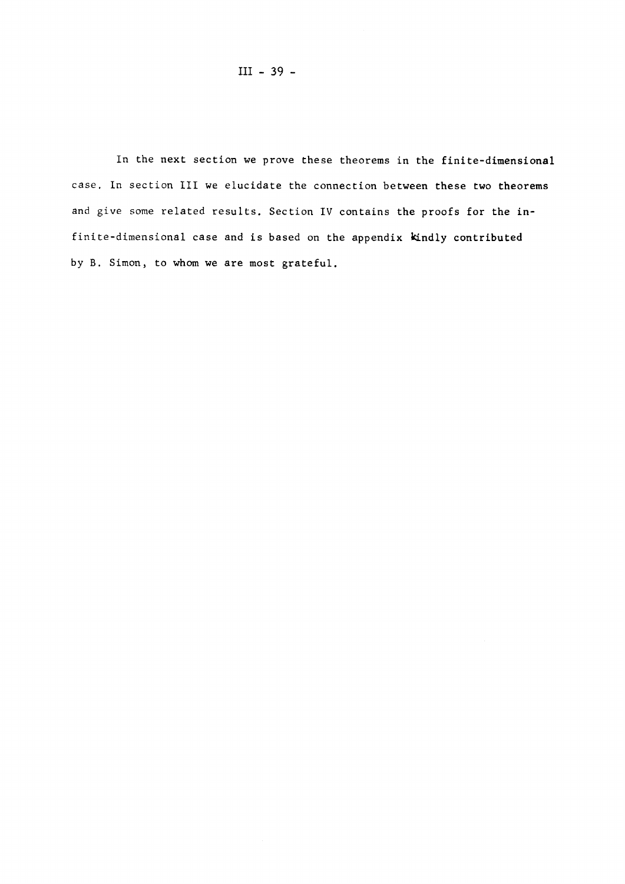In the next section we prove these theorems in the finite-dimensional case. In section III we elucidate the connection between these two theorems and give some related results. Section IV contains the proofs for the infinite-dimensional case and is based on the appendix kindly contributed by B. Simon, to whom we are most grateful.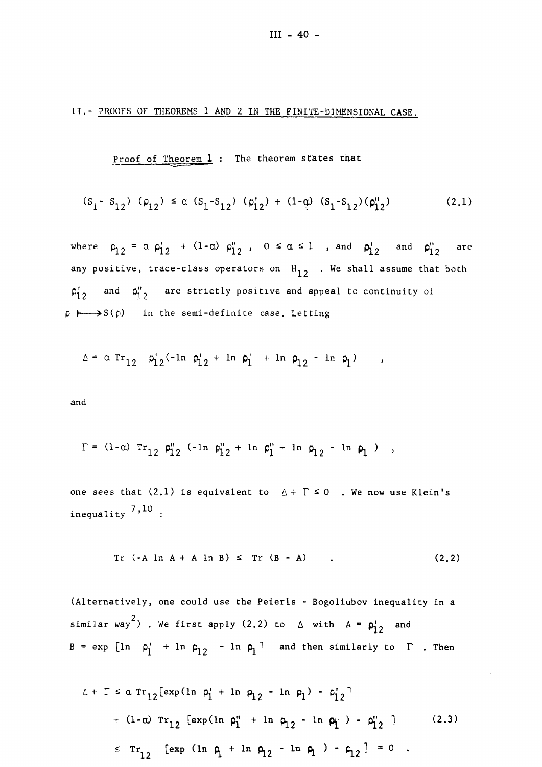## II.- PROOFS OF THEOREMS 1 AND 2 IN THE FINITE-DIMENSIONAL CASE.

Proof of Theorem 1 : The theorem states that

$$(S_1 - S_{12})(\rho_{12}) \leq \alpha\,(S_1 - S_{12})(\rho'_{12}) + (1-\alpha)\,(S_1 - S_{12})(\rho''_{12}) \tag{2.1}$$

where $\rho_{12} = \alpha\,\rho'_{12} + (1-\alpha)\,\rho''_{12}$ , $0 \leq \alpha \leq 1$ , and $\rho'_{12}$ and $\rho''_{12}$ are any positive, trace-class operators on $H_{12}$ . We shall assume that both $\rho'_{12}$ and $\rho''_{12}$ are strictly positive and appeal to continuity of $\rho \longmapsto S(\rho)$ in the semi-definite case. Letting

$$\Delta = \alpha\,\mathrm{Tr}_{12}\;\rho'_{12}(-\ln \rho'_{12} + \ln \rho'_1 + \ln \rho_{12} - \ln \rho_1) \quad ,$$

and

$$\Gamma = (1-\alpha)\,\mathrm{Tr}_{12}\;\rho''_{12}\,(-\ln \rho''_{12} + \ln \rho''_1 + \ln \rho_{12} - \ln \rho_1) \quad ,$$

one sees that (2.1) is equivalent to $\Delta + \Gamma \leq 0$ . We now use Klein's inequality [7,10] :

$$\mathrm{Tr}\,(-A \ln A + A \ln B) \leq \mathrm{Tr}\,(B - A) \quad . \tag{2.2}$$

(Alternatively, one could use the Peierls - Bogoliubov inequality in a similar way[2]) . We first apply (2.2) to $\Delta$ with $A = \rho'_{12}$ and $B = \exp\,[\ln \rho'_1 + \ln \rho_{12} - \ln \rho_1]$ and then similarly to $\Gamma$ . Then

$$\begin{aligned}
\Delta + \Gamma &\leq \alpha\,\mathrm{Tr}_{12}[\exp(\ln \rho'_1 + \ln \rho_{12} - \ln \rho_1) - \rho'_{12}] \\
&\quad + (1-\alpha)\,\mathrm{Tr}_{12}\,[\exp(\ln \rho''_1 + \ln \rho_{12} - \ln \rho_1) - \rho''_{12}] \\
&\leq \mathrm{Tr}_{12}\;\;[\exp\,(\ln \rho_1 + \ln \rho_{12} - \ln \rho_1) - \rho_{12}] = 0 \quad .
\end{aligned} \tag{2.3}$$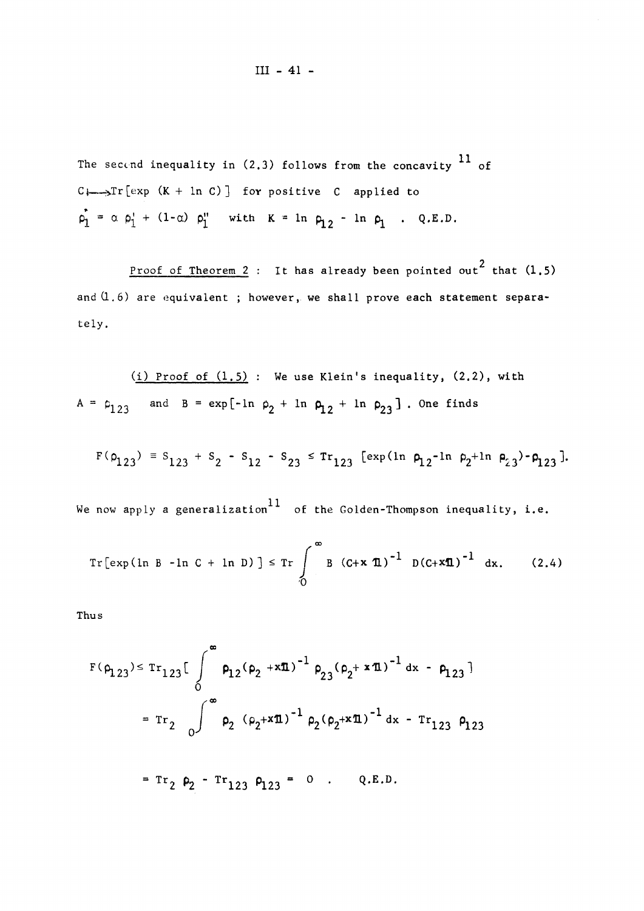The second inequality in (2.3) follows from the concavity [11] of $C \longmapsto \mathrm{Tr}[\exp(K + \ln C)]$ for positive $C$ applied to $\rho_1^{\bullet} = \alpha\, \rho_1' + (1-\alpha)\, \rho_1''$ with $K = \ln \rho_{12} - \ln \rho_1$ . Q.E.D.

Proof of Theorem 2 : It has already been pointed out[2] that (1.5) and (1.6) are equivalent ; however, we shall prove each statement separately.

(i) Proof of (1.5) : We use Klein's inequality, (2.2), with $A = \rho_{123}$ and $B = \exp[-\ln \rho_2 + \ln \rho_{12} + \ln \rho_{23}]$ . One finds

$$F(\rho_{123}) \equiv S_{123} + S_2 - S_{12} - S_{23} \le \mathrm{Tr}_{123}\, [\exp(\ln \rho_{12} - \ln \rho_2 + \ln \rho_{23}) - \rho_{123}].$$

We now apply a generalization[11] of the Golden-Thompson inequality, i.e.

$$\mathrm{Tr}[\exp(\ln B - \ln C + \ln D)] \le \mathrm{Tr} \int_0^\infty B\, (C + x\,\mathbb{1})^{-1}\, D (C + x\mathbb{1})^{-1}\, dx. \qquad (2.4)$$

Thus

$$\begin{aligned} F(\rho_{123}) &\le \mathrm{Tr}_{123}\Big[ \int_0^\infty \rho_{12} (\rho_2 + x\mathbb{1})^{-1}\, \rho_{23} (\rho_2 + x\mathbb{1})^{-1}\, dx - \rho_{123} \Big] \\ &= \mathrm{Tr}_2 \int_0^\infty \rho_2\, (\rho_2 + x\mathbb{1})^{-1}\, \rho_2 (\rho_2 + x\mathbb{1})^{-1}\, dx - \mathrm{Tr}_{123}\, \rho_{123} \\ &= \mathrm{Tr}_2\, \rho_2 - \mathrm{Tr}_{123}\, \rho_{123} = 0 \ . \qquad \text{Q.E.D.} \end{aligned}$$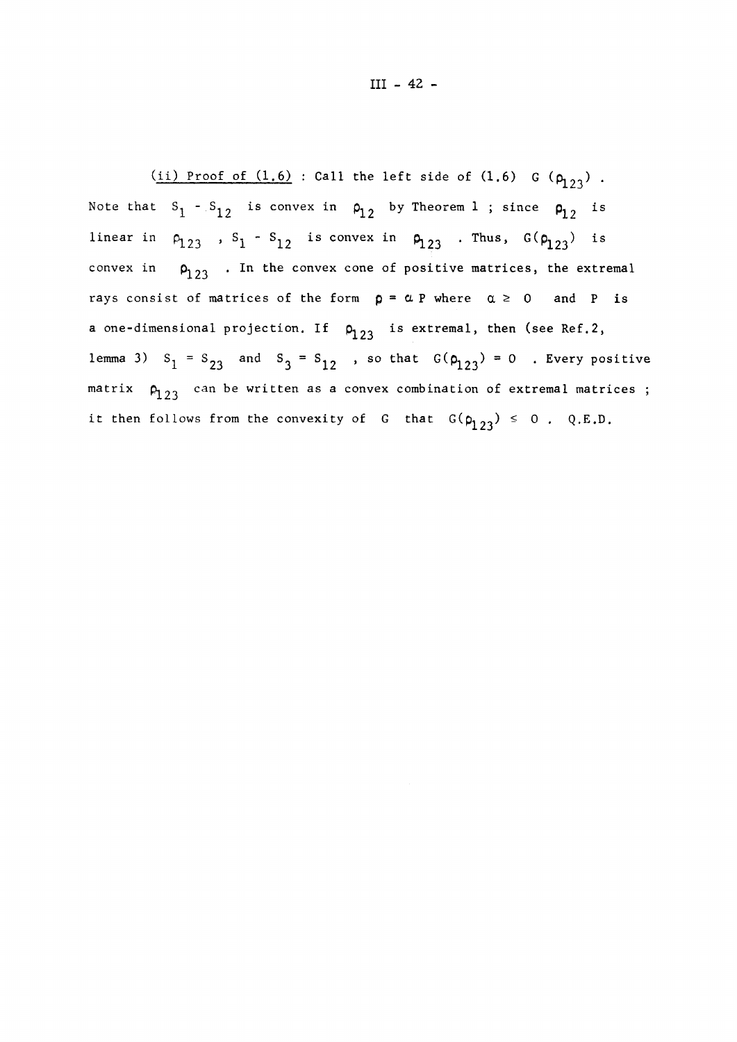<u>(ii) Proof of (1.6)</u> : Call the left side of (1.6) $G(\rho_{123})$. Note that $S_1 - S_{12}$ is convex in $\rho_{12}$ by Theorem 1 ; since $\rho_{12}$ is linear in $\rho_{123}$ , $S_1 - S_{12}$ is convex in $\rho_{123}$ . Thus, $G(\rho_{123})$ is convex in $\rho_{123}$ . In the convex cone of positive matrices, the extremal rays consist of matrices of the form $\rho = \alpha P$ where $\alpha \geq 0$ and $P$ is a one-dimensional projection. If $\rho_{123}$ is extremal, then (see Ref.2, lemma 3) $S_1 = S_{23}$ and $S_3 = S_{12}$ , so that $G(\rho_{123}) = 0$ . Every positive matrix $\rho_{123}$ can be written as a convex combination of extremal matrices ; it then follows from the convexity of $G$ that $G(\rho_{123}) \leq 0$ . Q.E.D.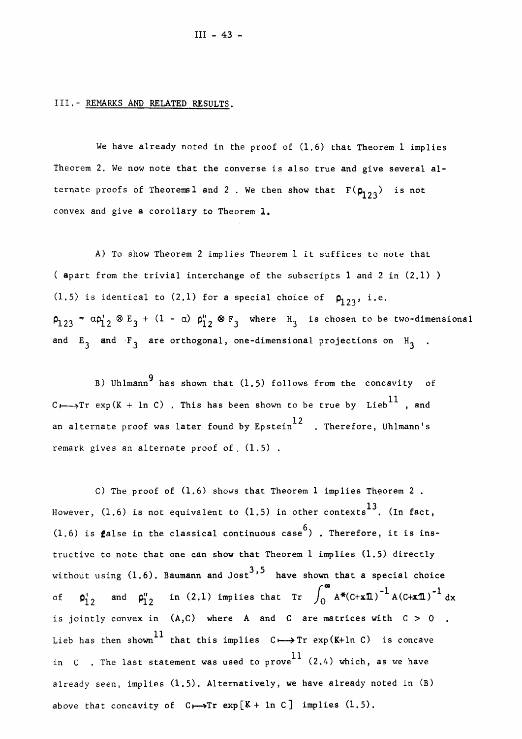## III.- REMARKS AND RELATED RESULTS.

We have already noted in the proof of (1.6) that Theorem 1 implies Theorem 2. We now note that the converse is also true and give several alternate proofs of Theorems 1 and 2 . We then show that $F(\rho_{123})$ is not convex and give a corollary to Theorem 1.

A) To show Theorem 2 implies Theorem 1 it suffices to note that ( apart from the trivial interchange of the subscripts 1 and 2 in (2.1) ) (1.5) is identical to (2.1) for a special choice of $\rho_{123}$, i.e. $\rho_{123} = \alpha\rho'_{12} \otimes E_3 + (1 - \alpha)\, \rho''_{12} \otimes F_3$ where $H_3$ is chosen to be two-dimensional and $E_3$ and $F_3$ are orthogonal, one-dimensional projections on $H_3$ .

B) Uhlmann[9] has shown that (1.5) follows from the concavity of $C \longmapsto \mathrm{Tr}\, \exp(K + \ln C)$ . This has been shown to be true by Lieb[11] , and an alternate proof was later found by Epstein[12] . Therefore, Uhlmann's remark gives an alternate proof of (1.5) .

C) The proof of (1.6) shows that Theorem 1 implies Theorem 2 . However, (1.6) is not equivalent to (1.5) in other contexts[13]. (In fact, (1.6) is false in the classical continuous case[6]) . Therefore, it is instructive to note that one can show that Theorem 1 implies (1.5) directly without using (1.6). Baumann and Jost[3,5] have shown that a special choice of $\rho'_{12}$ and $\rho''_{12}$ in (2.1) implies that $\mathrm{Tr} \int_0^\infty A^*(C+x\mathbb{1})^{-1} A(C+x\mathbb{1})^{-1}\, dx$ is jointly convex in $(A,C)$ where $A$ and $C$ are matrices with $C > 0$ . Lieb has then shown[11] that this implies $C \longmapsto \mathrm{Tr}\, \exp(K+\ln C)$ is concave in $C$ . The last statement was used to prove[11] (2.4) which, as we have already seen, implies (1.5). Alternatively, we have already noted in (B) above that concavity of $C \longmapsto \mathrm{Tr}\, \exp[K + \ln C]$ implies (1.5).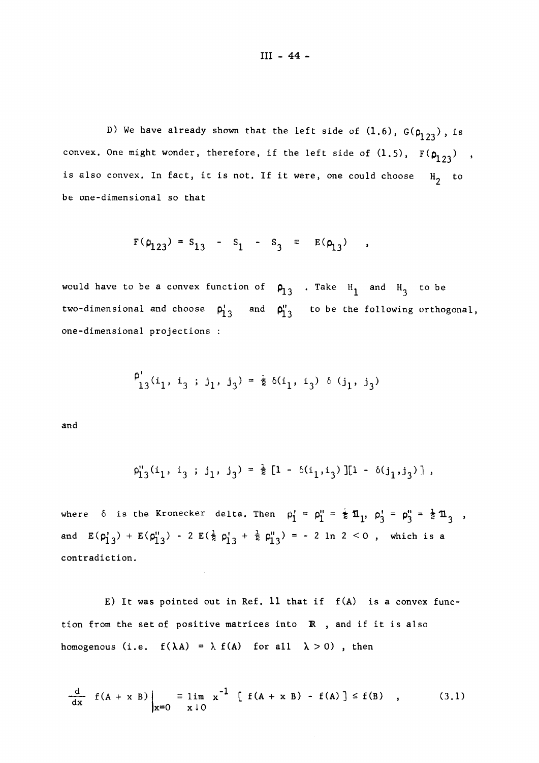D) We have already shown that the left side of (1.6), $G(\rho_{123})$, is convex. One might wonder, therefore, if the left side of (1.5), $F(\rho_{123})$, is also convex. In fact, it is not. If it were, one could choose $H_2$ to be one-dimensional so that

$$F(\rho_{123}) = S_{13} - S_1 - S_3 \equiv E(\rho_{13}) \quad ,$$

would have to be a convex function of $\rho_{13}$. Take $H_1$ and $H_3$ to be two-dimensional and choose $\rho'_{13}$ and $\rho''_{13}$ to be the following orthogonal, one-dimensional projections :

$$\rho'_{13}(i_1, i_3 ; j_1, j_3) = \tfrac{1}{2}\, \delta(i_1, i_3)\, \delta(j_1, j_3)$$

and

$$\rho''_{13}(i_1, i_3 ; j_1, j_3) = \tfrac{1}{2}\, [1 - \delta(i_1, i_3)][1 - \delta(j_1, j_3)] \, ,$$

where $\delta$ is the Kronecker delta. Then $\rho'_1 = \rho''_1 = \tfrac{1}{2}\mathbb{1}_1$, $\rho'_3 = \rho''_3 = \tfrac{1}{2}\mathbb{1}_3$, and $E(\rho'_{13}) + E(\rho''_{13}) - 2\,E(\tfrac{1}{2}\rho'_{13} + \tfrac{1}{2}\rho''_{13}) = -2 \ln 2 < 0$, which is a contradiction.

E) It was pointed out in Ref. 11 that if $f(A)$ is a convex function from the set of positive matrices into $\mathbb{R}$, and if it is also homogenous (i.e. $f(\lambda A) = \lambda f(A)$ for all $\lambda > 0$), then

$$\frac{d}{dx} f(A + x B)\Big|_{x=0} \equiv \lim_{x \downarrow 0} x^{-1} \left[ f(A + x B) - f(A) \right] \leq f(B) \quad , \tag{3.1}$$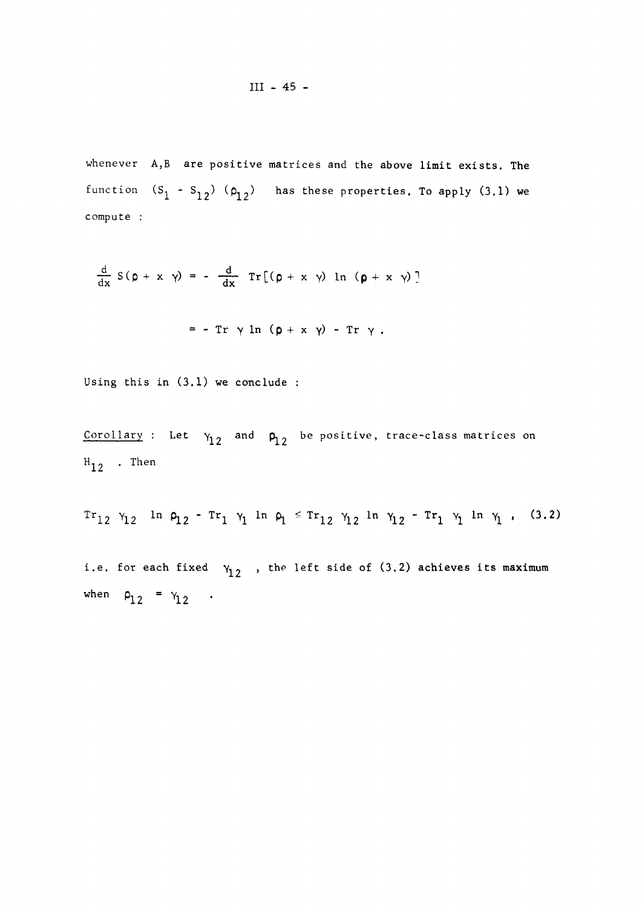whenever $A,B$ are positive matrices and the above limit exists. The function $(S_1 - S_{12})(\rho_{12})$ has these properties. To apply (3.1) we compute :

$$\frac{d}{dx} S(\rho + x\,\gamma) = -\frac{d}{dx} \operatorname{Tr}[(\rho + x\,\gamma) \ln (\rho + x\,\gamma)]$$

$$= -\operatorname{Tr} \gamma \ln (\rho + x\,\gamma) - \operatorname{Tr} \gamma\ .$$

Using this in (3.1) we conclude :

Corollary : Let $\gamma_{12}$ and $\rho_{12}$ be positive, trace-class matrices on $H_{12}$ . Then

$$\operatorname{Tr}_{12} \gamma_{12} \ln \rho_{12} - \operatorname{Tr}_1 \gamma_1 \ln \rho_1 \leq \operatorname{Tr}_{12} \gamma_{12} \ln \gamma_{12} - \operatorname{Tr}_1 \gamma_1 \ln \gamma_1\ , \quad (3.2)$$

i.e. for each fixed $\gamma_{12}$ , the left side of (3.2) achieves its maximum when $\rho_{12} = \gamma_{12}$ .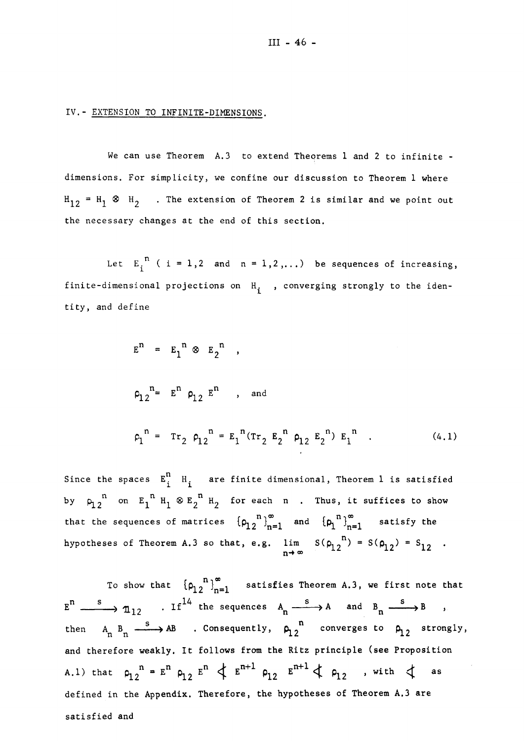## IV.- EXTENSION TO INFINITE-DIMENSIONS.

We can use Theorem A.3 to extend Theorems 1 and 2 to infinite - dimensions. For simplicity, we confine our discussion to Theorem 1 where $H_{12} = H_1 \otimes H_2$. The extension of Theorem 2 is similar and we point out the necessary changes at the end of this section.

Let $E_i^n$ ( $i = 1,2$ and $n = 1,2,\ldots$) be sequences of increasing, finite-dimensional projections on $H_i$, converging strongly to the identity, and define

$$E^n = E_1^n \otimes E_2^n \quad ,$$

$$\rho_{12}^n = E^n \rho_{12} E^n \quad , \text{ and}$$

$$\rho_1^n = \mathrm{Tr}_2\, \rho_{12}^n = E_1^n (\mathrm{Tr}_2\, E_2^n \rho_{12} E_2^n) E_1^n \quad . \tag{4.1}$$

Since the spaces $E_i^n H_i$ are finite dimensional, Theorem 1 is satisfied by $\rho_{12}^n$ on $E_1^n H_1 \otimes E_2^n H_2$ for each $n$. Thus, it suffices to show that the sequences of matrices $\{\rho_{12}^n\}_{n=1}^\infty$ and $\{\rho_1^n\}_{n=1}^\infty$ satisfy the hypotheses of Theorem A.3 so that, e.g. $\lim_{n\to\infty} S(\rho_{12}^n) = S(\rho_{12}) = S_{12}$.

To show that $\{\rho_{12}^n\}_{n=1}^\infty$ satisfies Theorem A.3, we first note that $E^n \xrightarrow{s} \mathbb{1}_{12}$. If[14] the sequences $A_n \xrightarrow{s} A$ and $B_n \xrightarrow{s} B$, then $A_n B_n \xrightarrow{s} AB$. Consequently, $\rho_{12}^n$ converges to $\rho_{12}$ strongly, and therefore weakly. It follows from the Ritz principle (see Proposition A.1) that $\rho_{12}^n = E^n \rho_{12} E^n \prec E^{n+1} \rho_{12} E^{n+1} \prec \rho_{12}$, with $\prec$ as defined in the Appendix. Therefore, the hypotheses of Theorem A.3 are satisfied and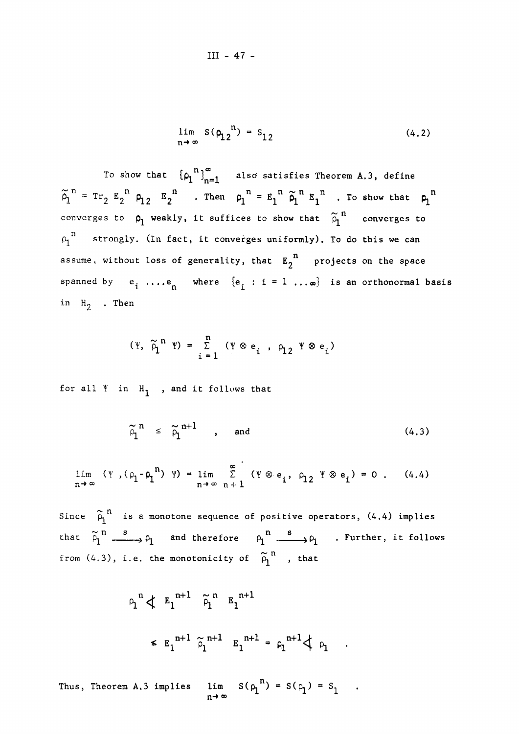$$\lim_{n\to\infty} S(\rho_{12}{}^n) = S_{12} \tag{4.2}$$

To show that $\{\rho_1{}^n\}_{n=1}^{\infty}$ also satisfies Theorem A.3, define $\tilde{\rho}_1{}^n = \mathrm{Tr}_2\, E_2{}^n\, \rho_{12}\, E_2{}^n$. Then $\rho_1{}^n = E_1{}^n\, \tilde{\rho}_1{}^n\, E_1{}^n$. To show that $\rho_1{}^n$ converges to $\rho_1$ weakly, it suffices to show that $\tilde{\rho}_1{}^n$ converges to $\rho_1{}^n$ strongly. (In fact, it converges uniformly). To do this we can assume, without loss of generality, that $E_2{}^n$ projects on the space spanned by $e_i \ldots e_n$ where $\{e_i : i = 1 \ldots \infty\}$ is an orthonormal basis in $H_2$. Then

$$(\Psi, \tilde{\rho}_1{}^n \Psi) = \sum_{i=1}^{n} (\Psi \otimes e_i\, ,\, \rho_{12}\, \Psi \otimes e_i)$$

for all $\Psi$ in $H_1$, and it follows that

$$\tilde{\rho}_1{}^n \leq \tilde{\rho}_1{}^{n+1} \quad , \quad \text{and} \tag{4.3}$$

$$\lim_{n\to\infty} (\Psi\, ,(\rho_1 - \rho_1{}^n)\, \Psi) = \lim_{n\to\infty} \sum_{n+1}^{\infty} (\Psi \otimes e_i,\, \rho_{12}\, \Psi \otimes e_i) = 0 \ . \tag{4.4}$$

Since $\tilde{\rho}_1{}^n$ is a monotone sequence of positive operators, (4.4) implies that $\tilde{\rho}_1{}^n \xrightarrow{\ s\ } \rho_1$ and therefore $\rho_1{}^n \xrightarrow{\ s\ } \rho_1$. Further, it follows from (4.3), i.e. the monotonicity of $\tilde{\rho}_1{}^n$, that

$$\begin{aligned} \rho_1{}^n &\lessdot E_1{}^{n+1}\, \tilde{\rho}_1{}^n\, E_1{}^{n+1} \\ &\leq E_1{}^{n+1}\, \tilde{\rho}_1{}^{n+1}\, E_1{}^{n+1} = \rho_1{}^{n+1} \lessdot \rho_1 \ . \end{aligned}$$

Thus, Theorem A.3 implies $\lim_{n\to\infty} S(\rho_1{}^n) = S(\rho_1) = S_1$.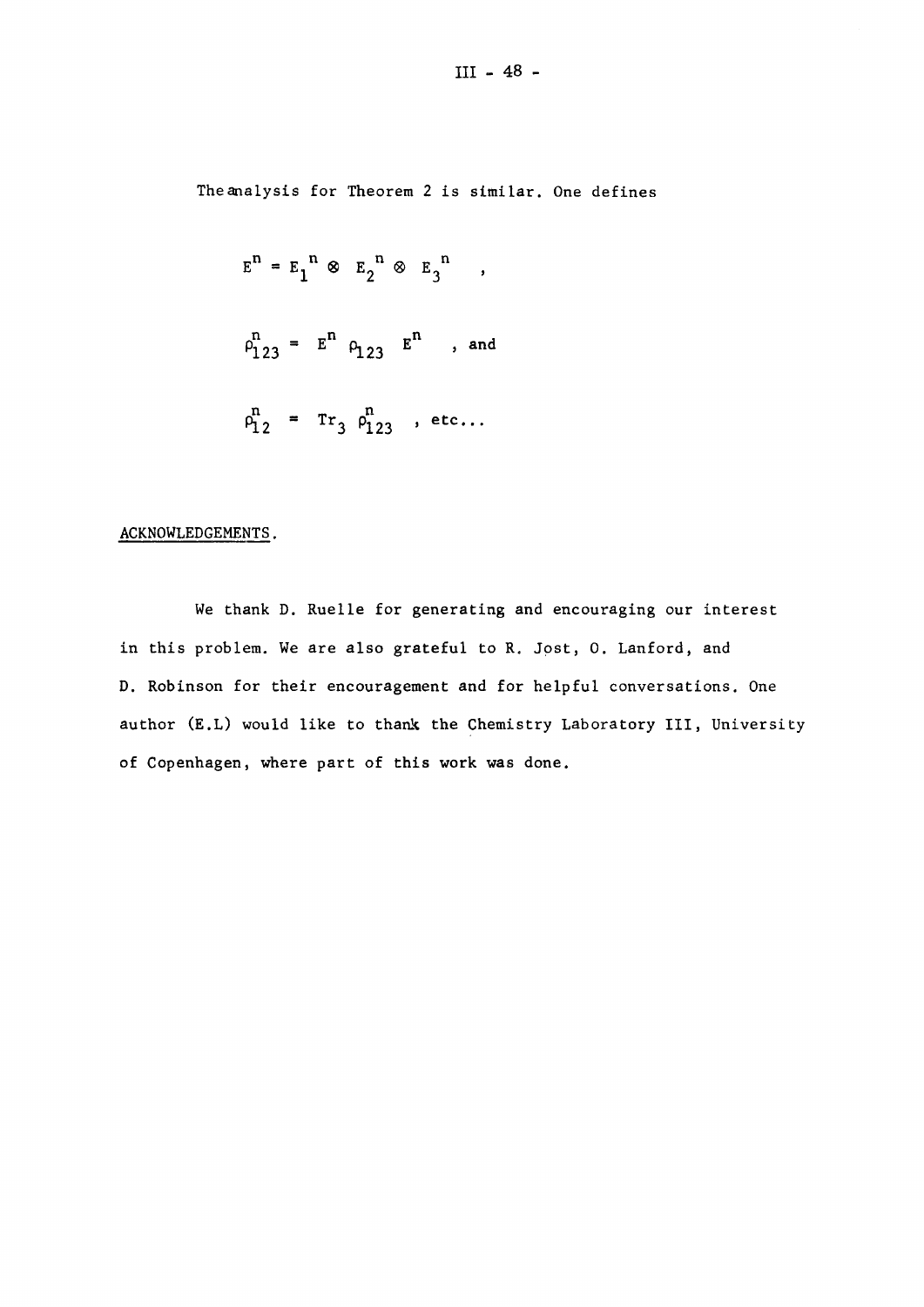The analysis for Theorem 2 is similar. One defines

$$E^n = E_1{}^n \otimes E_2{}^n \otimes E_3{}^n \quad ,$$

$$\rho^n_{123} = E^n \, \rho_{123} \, E^n \quad , \text{ and}$$

$$\rho^n_{12} = \mathrm{Tr}_3 \, \rho^n_{123} \quad , \text{ etc...}$$

ACKNOWLEDGEMENTS.

We thank D. Ruelle for generating and encouraging our interest in this problem. We are also grateful to R. Jost, O. Lanford, and D. Robinson for their encouragement and for helpful conversations. One author (E.L) would like to thank the Chemistry Laboratory III, University of Copenhagen, where part of this work was done.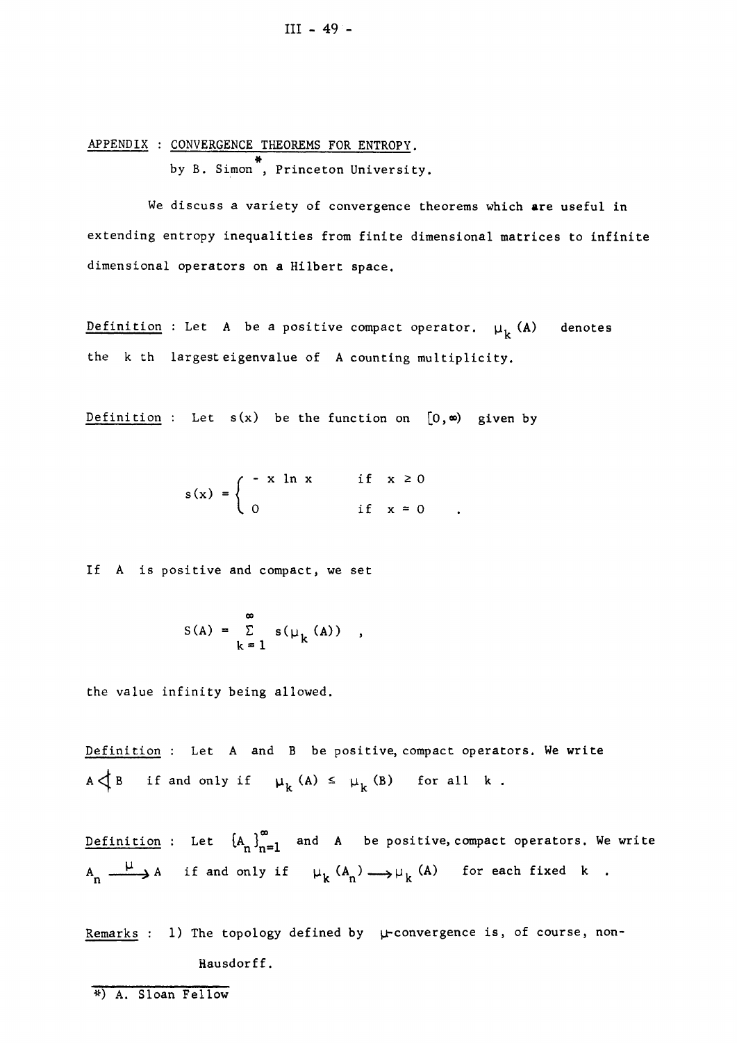## APPENDIX : CONVERGENCE THEOREMS FOR ENTROPY.

by B. Simon*, Princeton University.

We discuss a variety of convergence theorems which are useful in extending entropy inequalities from finite dimensional matrices to infinite dimensional operators on a Hilbert space.

Definition : Let $A$ be a positive compact operator. $\mu_k(A)$ denotes the $k$ th largest eigenvalue of $A$ counting multiplicity.

Definition : Let $s(x)$ be the function on $[0,\infty)$ given by

$$s(x) = \begin{cases} -x \ln x & \text{if } x \geq 0 \\ 0 & \text{if } x = 0 \end{cases} .$$

If $A$ is positive and compact, we set

$$S(A) = \sum_{k=1}^{\infty} s(\mu_k(A)) \quad ,$$

the value infinity being allowed.

Definition : Let $A$ and $B$ be positive, compact operators. We write $A \triangleleft B$ if and only if $\mu_k(A) \leq \mu_k(B)$ for all $k$ .

Definition : Let $\{A_n\}_{n=1}^{\infty}$ and $A$ be positive, compact operators. We write $A_n \xrightarrow{\mu} A$ if and only if $\mu_k(A_n) \longrightarrow \mu_k(A)$ for each fixed $k$ .

Remarks : 1) The topology defined by $\mu$-convergence is, of course, non-Hausdorff.

*) A. Sloan Fellow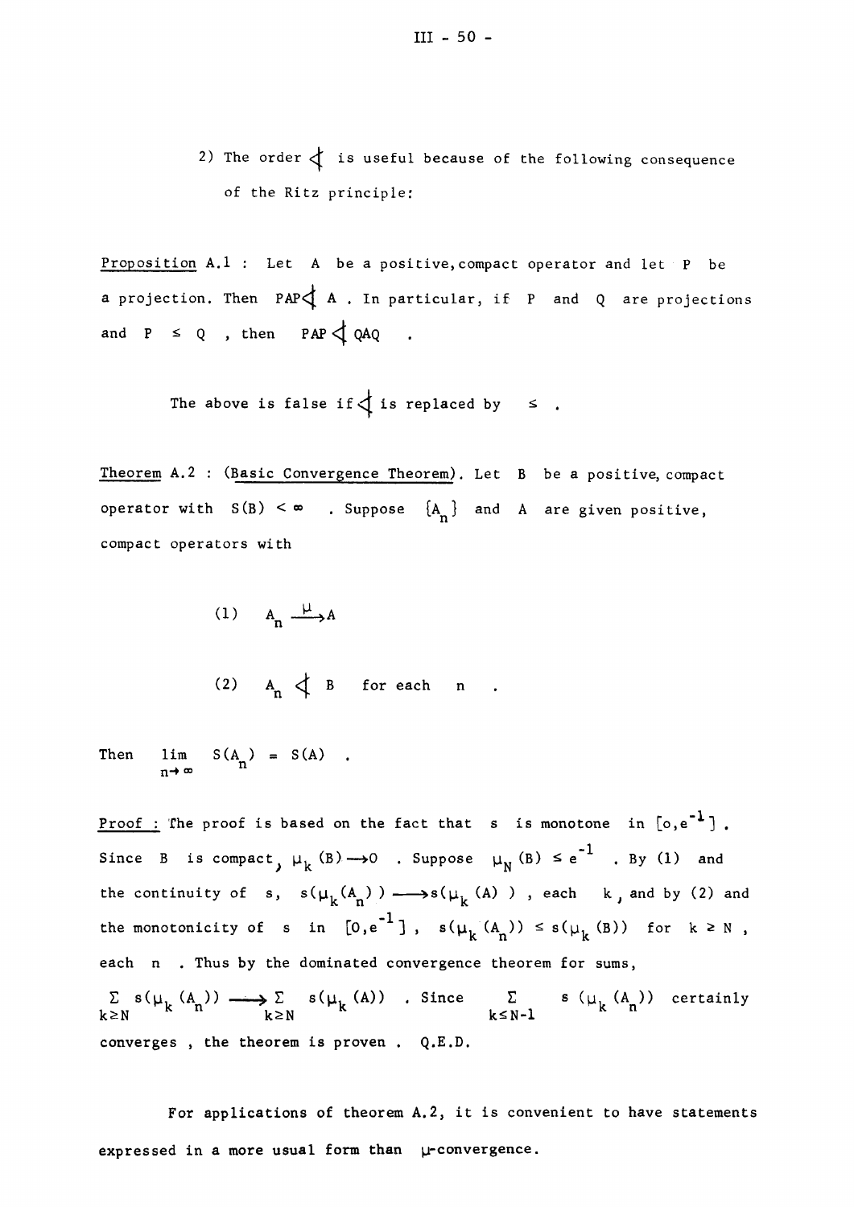2) The order $\prec$ is useful because of the following consequence of the Ritz principle:

Proposition A.1 : Let $A$ be a positive, compact operator and let $P$ be a projection. Then $PAP \prec A$. In particular, if $P$ and $Q$ are projections and $P \leq Q$, then $PAP \prec QAQ$.

The above is false if $\prec$ is replaced by $\leq$.

Theorem A.2 : (Basic Convergence Theorem). Let $B$ be a positive, compact operator with $S(B) < \infty$. Suppose $\{A_n\}$ and $A$ are given positive, compact operators with

$$(1) \quad A_n \xrightarrow{\mu} A$$

$$(2) \quad A_n \prec B \quad \text{for each } n .$$

Then $\lim_{n\to\infty} S(A_n) = S(A)$.

Proof : The proof is based on the fact that $s$ is monotone in $[0,e^{-1}]$. Since $B$ is compact, $\mu_k(B) \to 0$. Suppose $\mu_N(B) \leq e^{-1}$. By (1) and the continuity of $s$, $s(\mu_k(A_n)) \to s(\mu_k(A))$, each $k$, and by (2) and the monotonicity of $s$ in $[0,e^{-1}]$, $s(\mu_k(A_n)) \leq s(\mu_k(B))$ for $k \geq N$, each $n$. Thus by the dominated convergence theorem for sums, $\sum_{k\geq N} s(\mu_k(A_n)) \to \sum_{k\geq N} s(\mu_k(A))$. Since $\sum_{k\leq N-1} s(\mu_k(A_n))$ certainly converges, the theorem is proven. Q.E.D.

For applications of theorem A.2, it is convenient to have statements expressed in a more usual form than $\mu$-convergence.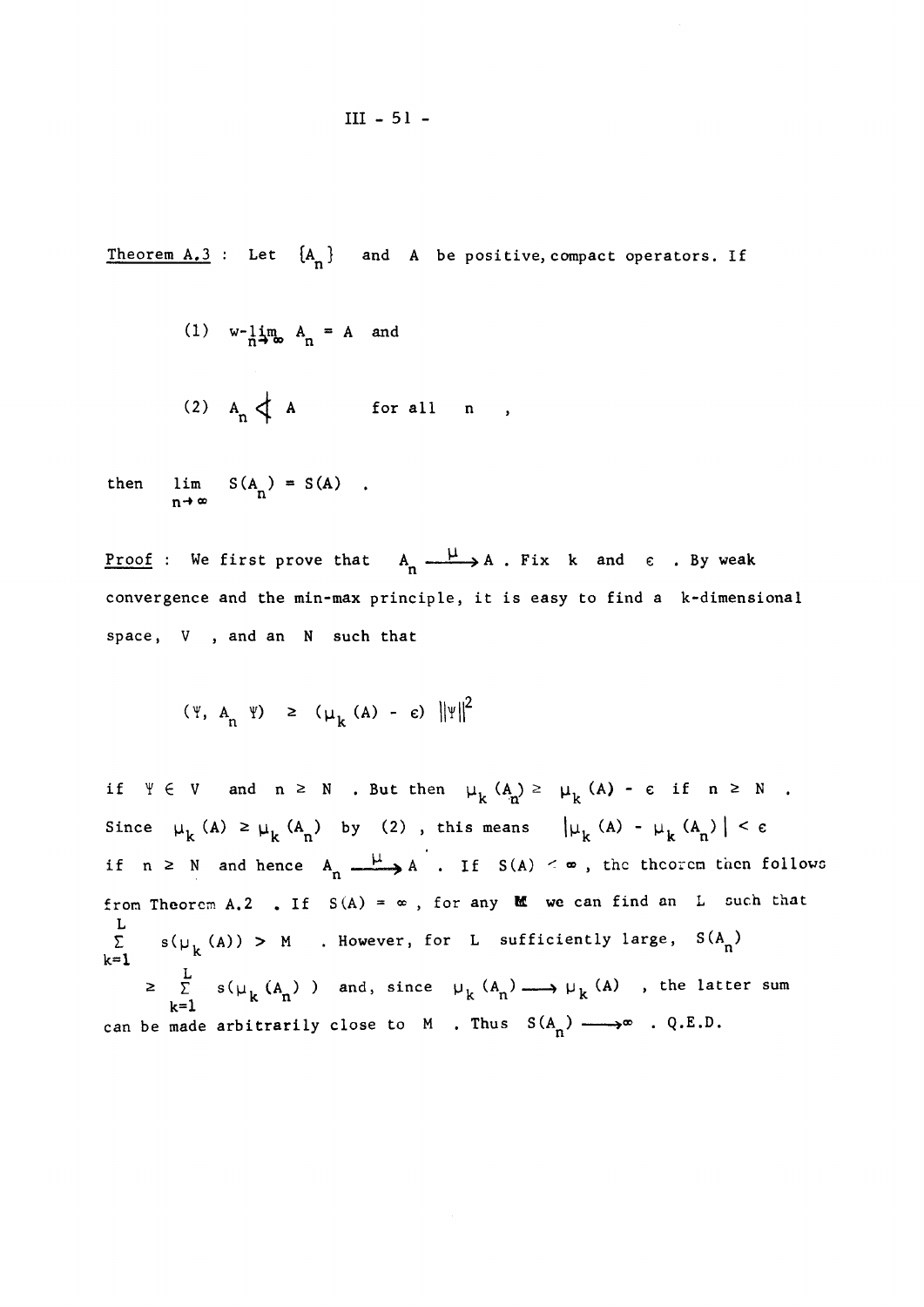<u>Theorem A.3</u> : Let $\{A_n\}$ and $A$ be positive, compact operators. If

(1) $\text{w-}\lim_{n\to\infty} A_n = A$ and

(2) $A_n \prec A$ for all $n$ ,

then $\lim_{n\to\infty} S(A_n) = S(A)$ .

<u>Proof</u> : We first prove that $A_n \xrightarrow{\ \mu\ } A$ . Fix $k$ and $\epsilon$ . By weak convergence and the min-max principle, it is easy to find a $k$-dimensional space, $V$ , and an $N$ such that

$$(\Psi,\ A_n\ \Psi) \ \geq\ (\mu_k(A) - \epsilon)\ \|\Psi\|^2$$

if $\Psi \in V$ and $n \geq N$ . But then $\mu_k(A_n) \geq \mu_k(A) - \epsilon$ if $n \geq N$ . Since $\mu_k(A) \geq \mu_k(A_n)$ by (2) , this means $|\mu_k(A) - \mu_k(A_n)| < \epsilon$ if $n \geq N$ and hence $A_n \xrightarrow{\ \mu\ } A$ . If $S(A) < \infty$ , the theorem then follows from Theorem A.2 . If $S(A) = \infty$ , for any $M$ we can find an $L$ such that $\sum_{k=1}^{L} s(\mu_k(A)) > M$ . However, for $L$ sufficiently large, $S(A_n) \geq \sum_{k=1}^{L} s(\mu_k(A_n))$ and, since $\mu_k(A_n) \longrightarrow \mu_k(A)$ , the latter sum can be made arbitrarily close to $M$ . Thus $S(A_n) \longrightarrow \infty$ . Q.E.D.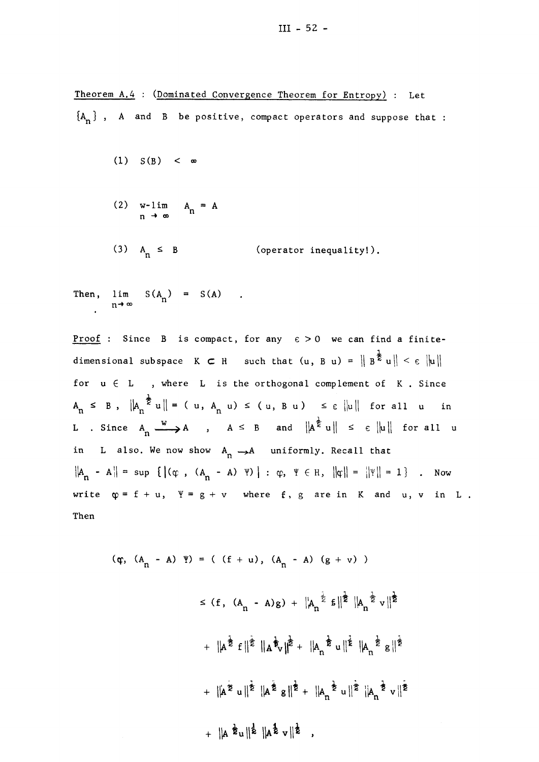Theorem A.4 : (Dominated Convergence Theorem for Entropy) : Let $\{A_n\}$ , $A$ and $B$ be positive, compact operators and suppose that :

(1) $S(B) < \infty$

(2) $\underset{n \to \infty}{\text{w-lim}} \; A_n = A$

(3) $A_n \leq B$ (operator inequality!).

Then, $\lim_{n \to \infty} S(A_n) = S(A)$ .

Proof : Since $B$ is compact, for any $\epsilon > 0$ we can find a finite-dimensional subspace $K \subset H$ such that $(u, B\, u) = \| B^{\frac{1}{2}} u \| < \epsilon \|u\|$ for $u \in L$ , where $L$ is the orthogonal complement of $K$ . Since $A_n \leq B$ , $\|A_n^{\frac{1}{2}} u\| = (u, A_n u) \leq (u, B\, u) \leq \epsilon \|u\|$ for all $u$ in $L$ . Since $A_n \xrightarrow{w} A$ , $A \leq B$ and $\|A^{\frac{1}{2}} u\| \leq \epsilon \|u\|$ for all $u$ in $L$ also. We now show $A_n \to A$ uniformly. Recall that $\|A_n - A\| = \sup \{ |(\varphi , (A_n - A)\, \Psi)| : \varphi, \Psi \in H, \|\varphi\| = \|\Psi\| = 1 \}$ . Now write $\varphi = f + u$, $\Psi = g + v$ where $f$, $g$ are in $K$ and $u$, $v$ in $L$ . Then

$$
\begin{aligned}
(\varphi, (A_n - A)\, \Psi) &= ( (f + u), (A_n - A)\, (g + v) ) \\
&\leq (f, (A_n - A) g) + \|A_n^{\frac{1}{2}} f\|^{\frac{1}{2}} \|A_n^{\frac{1}{2}} v\|^{\frac{1}{2}} \\
&\quad + \|A^{\frac{1}{2}} f\|^{\frac{1}{2}} \|A^{\frac{1}{2}} v\|^{\frac{1}{2}} + \|A_n^{\frac{1}{2}} u\|^{\frac{1}{2}} \|A_n^{\frac{1}{2}} g\|^{\frac{1}{2}} \\
&\quad + \|A^{\frac{1}{2}} u\|^{\frac{1}{2}} \|A^{\frac{1}{2}} g\|^{\frac{1}{2}} + \|A_n^{\frac{1}{2}} u\|^{\frac{1}{2}} \|A_n^{\frac{1}{2}} v\|^{\frac{1}{2}} \\
&\quad + \|A^{\frac{1}{2}} u\|^{\frac{1}{2}} \|A^{\frac{1}{2}} v\|^{\frac{1}{2}} \ ,
\end{aligned}
$$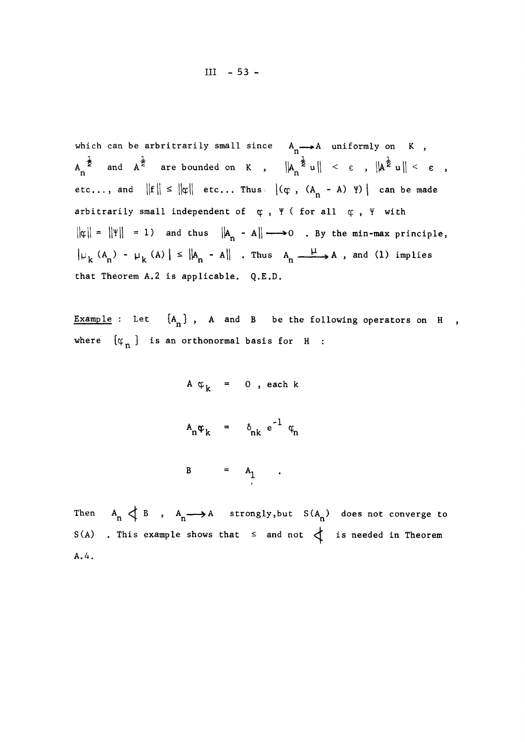which can be arbritrarily small since $A_n \longrightarrow A$ uniformly on $K$, $A_n^{\frac{1}{2}}$ and $A^{\frac{1}{2}}$ are bounded on $K$, $\|A_n^{\frac{1}{2}} u\| < \varepsilon$, $\|A^{\frac{1}{2}} u\| < \varepsilon$, etc..., and $\|f\| \leq \|\varphi\|$ etc... Thus $|(\varphi, (A_n - A)\Psi)|$ can be made arbitrarily small independent of $\varphi$, $\Psi$ ( for all $\varphi$, $\Psi$ with $\|\varphi\| = \|\Psi\| = 1$) and thus $\|A_n - A\| \longrightarrow 0$. By the min-max principle, $|\mu_k(A_n) - \mu_k(A)| \leq \|A_n - A\|$. Thus $A_n \xrightarrow{\mu} A$, and (1) implies that Theorem A.2 is applicable. Q.E.D.

<u>Example</u> : Let $\{A_n\}$, $A$ and $B$ be the following operators on $H$, where $\{\varphi_n\}$ is an orthonormal basis for $H$ :

$$A\,\varphi_k \;=\; 0 \;,\; \text{each } k$$

$$A_n \varphi_k \;=\; \delta_{nk}\, e^{-1}\, \varphi_n$$

$$B \;=\; A_1 \;.$$

Then $A_n \ntriangleleft B$, $A_n \longrightarrow A$ strongly, but $S(A_n)$ does not converge to $S(A)$. This example shows that $\leq$ and not $\ntriangleleft$ is needed in Theorem A.4.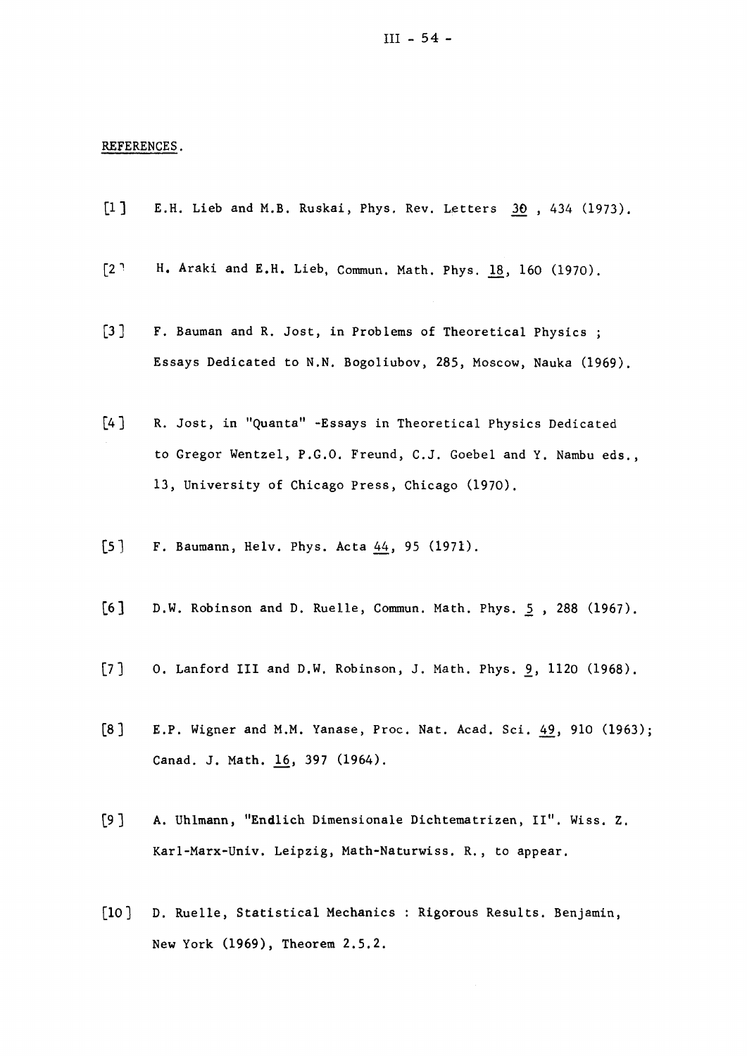REFERENCES.

[1] E.H. Lieb and M.B. Ruskai, Phys. Rev. Letters 30 , 434 (1973).

[2] H. Araki and E.H. Lieb, Commun. Math. Phys. 18, 160 (1970).

[3] F. Bauman and R. Jost, in Problems of Theoretical Physics ; Essays Dedicated to N.N. Bogoliubov, 285, Moscow, Nauka (1969).

[4] R. Jost, in "Quanta" -Essays in Theoretical Physics Dedicated to Gregor Wentzel, P.G.O. Freund, C.J. Goebel and Y. Nambu eds., 13, University of Chicago Press, Chicago (1970).

[5] F. Baumann, Helv. Phys. Acta 44, 95 (1971).

[6] D.W. Robinson and D. Ruelle, Commun. Math. Phys. 5 , 288 (1967).

[7] O. Lanford III and D.W. Robinson, J. Math. Phys. 9, 1120 (1968).

[8] E.P. Wigner and M.M. Yanase, Proc. Nat. Acad. Sci. 49, 910 (1963); Canad. J. Math. 16, 397 (1964).

[9] A. Uhlmann, "Endlich Dimensionale Dichtematrizen, II". Wiss. Z. Karl-Marx-Univ. Leipzig, Math-Naturwiss. R., to appear.

[10] D. Ruelle, Statistical Mechanics : Rigorous Results. Benjamin, New York (1969), Theorem 2.5.2.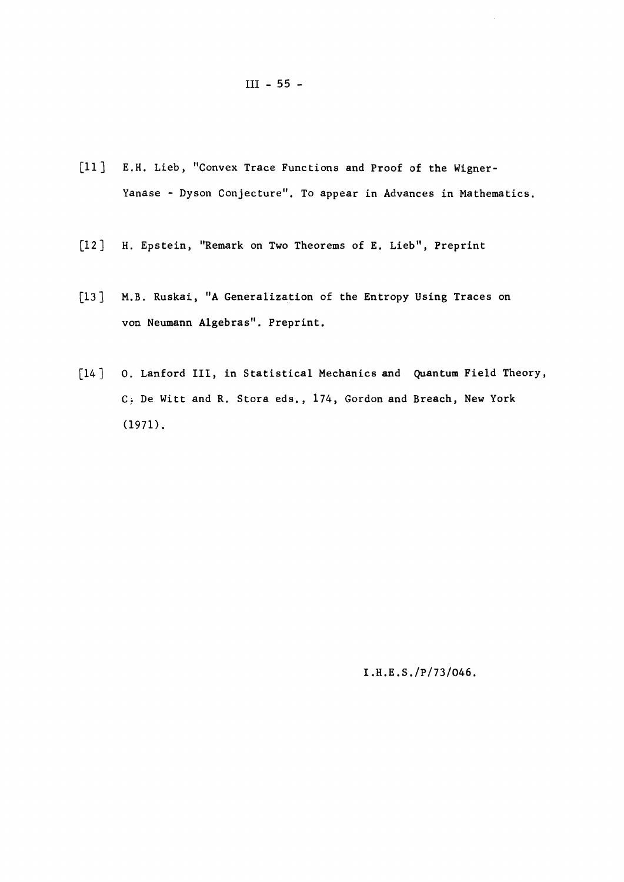[11] E.H. Lieb, "Convex Trace Functions and Proof of the Wigner-Yanase - Dyson Conjecture". To appear in Advances in Mathematics.

[12] H. Epstein, "Remark on Two Theorems of E. Lieb", Preprint

[13] M.B. Ruskai, "A Generalization of the Entropy Using Traces on von Neumann Algebras". Preprint.

[14] O. Lanford III, in Statistical Mechanics and Quantum Field Theory, C. De Witt and R. Stora eds., 174, Gordon and Breach, New York (1971).

I.H.E.S./P/73/046.